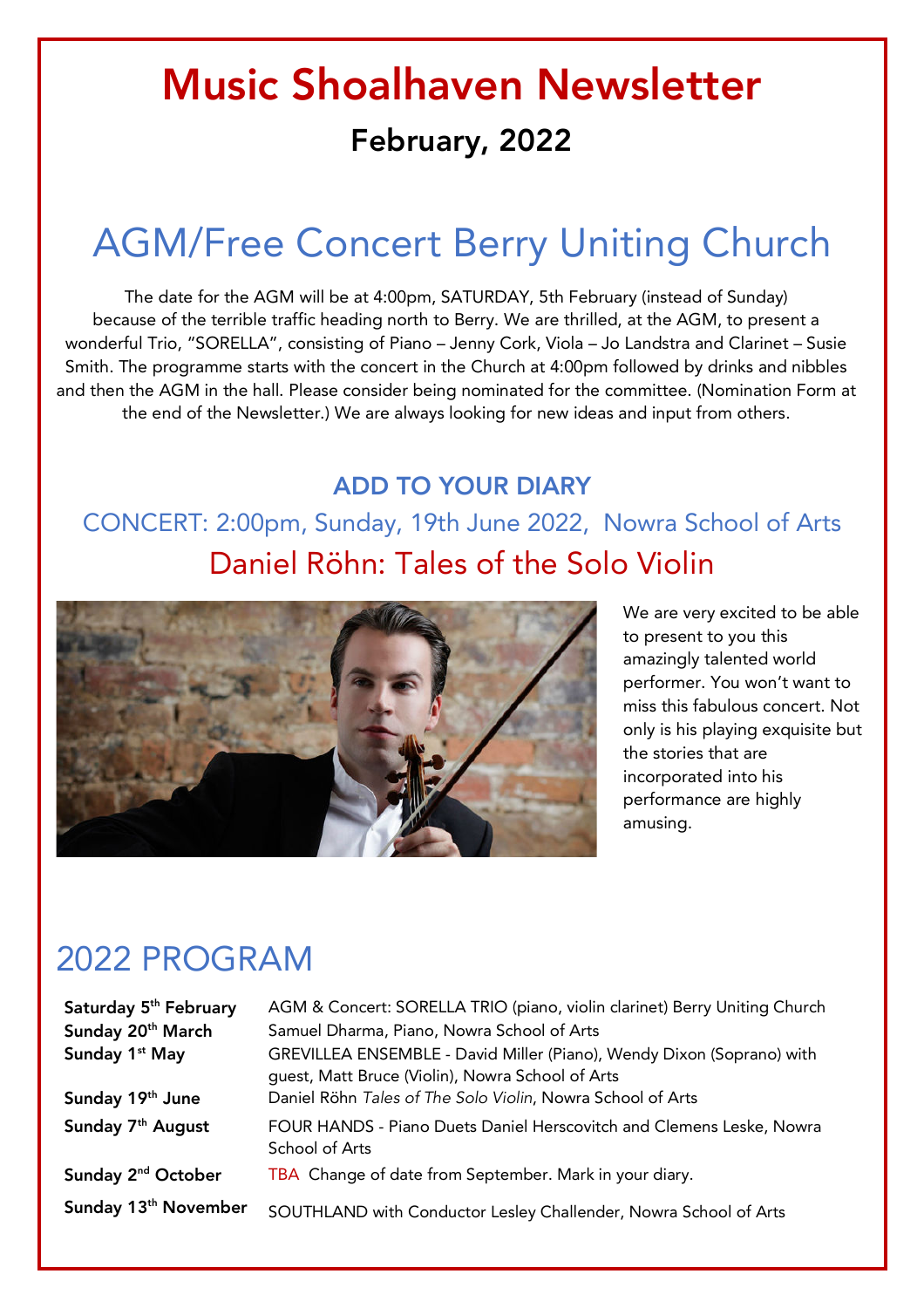# Music Shoalhaven Newsletter

## February, 2022

## AGM/Free Concert Berry Uniting Church

The date for the AGM will be at 4:00pm, SATURDAY, 5th February (instead of Sunday) because of the terrible traffic heading north to Berry. We are thrilled, at the AGM, to present a wonderful Trio, "SORELLA", consisting of Piano – Jenny Cork, Viola – Jo Landstra and Clarinet – Susie Smith. The programme starts with the concert in the Church at 4:00pm followed by drinks and nibbles and then the AGM in the hall. Please consider being nominated for the committee. (Nomination Form at the end of the Newsletter.) We are always looking for new ideas and input from others.

### ADD TO YOUR DIARY

### CONCERT: 2:00pm, Sunday, 19th June 2022, Nowra School of Arts

### Daniel Röhn: Tales of the Solo Violin

We are very excited to be able to present to you this amazingly talented world performer. You won't want to miss this fabulous concert. Not only is his playing exquisite but the stories that are incorporated into his performance are highly amusing.

## 2022 PROGRAM

| | |
|---|---|
| **Saturday 5th February** | AGM & Concert: SORELLA TRIO (piano, violin clarinet) Berry Uniting Church |
| **Sunday 20th March** | Samuel Dharma, Piano, Nowra School of Arts |
| **Sunday 1st May** | GREVILLEA ENSEMBLE - David Miller (Piano), Wendy Dixon (Soprano) with guest, Matt Bruce (Violin), Nowra School of Arts |
| **Sunday 19th June** | Daniel Röhn *Tales of The Solo Violin*, Nowra School of Arts |
| **Sunday 7th August** | FOUR HANDS - Piano Duets Daniel Herscovitch and Clemens Leske, Nowra School of Arts |
| **Sunday 2nd October** | TBA Change of date from September. Mark in your diary. |
| **Sunday 13th November** | SOUTHLAND with Conductor Lesley Challender, Nowra School of Arts |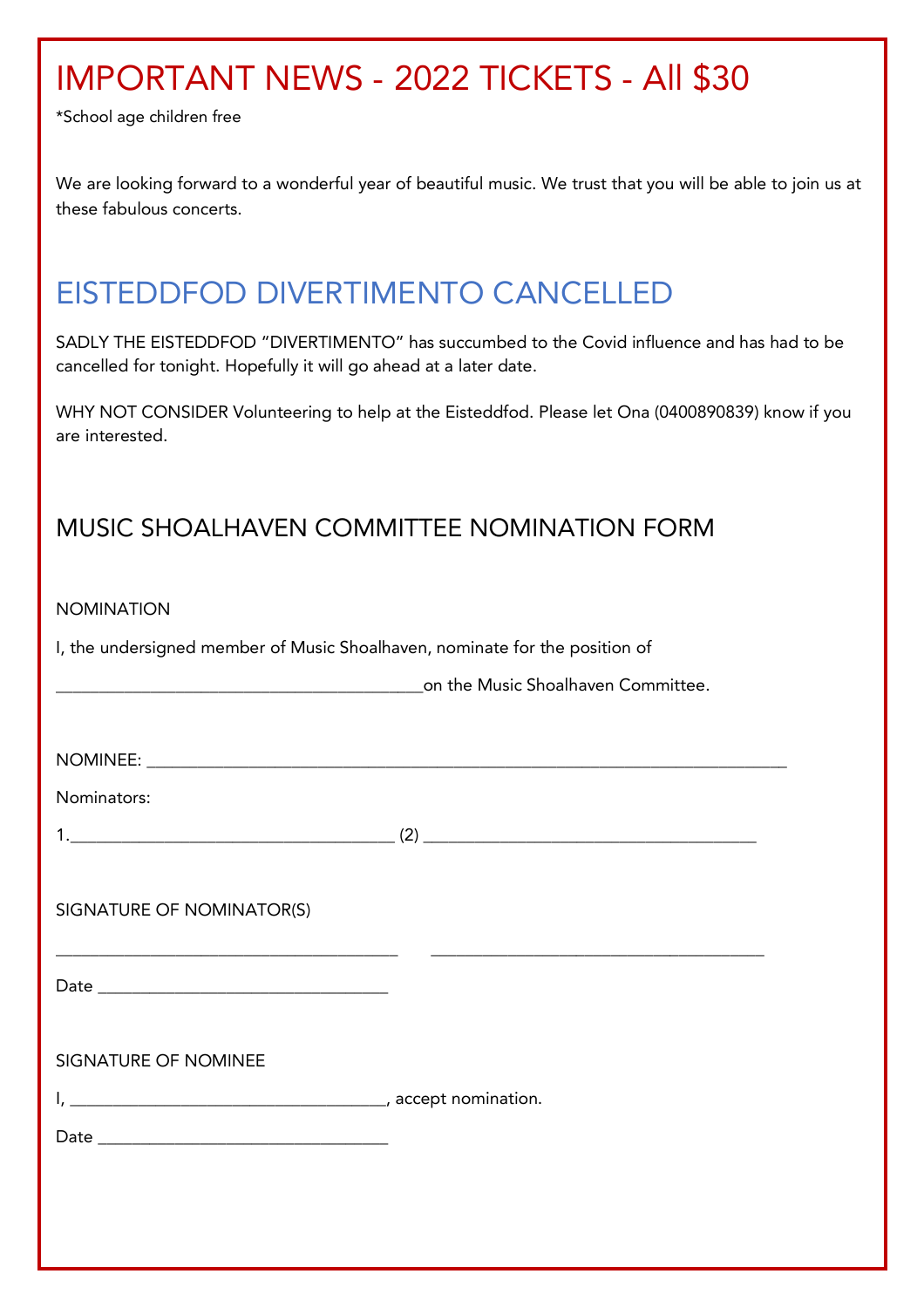# IMPORTANT NEWS - 2022 TICKETS - All $30

*School age children free

We are looking forward to a wonderful year of beautiful music. We trust that you will be able to join us at these fabulous concerts.

# EISTEDDFOD DIVERTIMENTO CANCELLED

SADLY THE EISTEDDFOD "DIVERTIMENTO" has succumbed to the Covid influence and has had to be cancelled for tonight. Hopefully it will go ahead at a later date.

WHY NOT CONSIDER Volunteering to help at the Eisteddfod. Please let Ona (0400890839) know if you are interested.

## MUSIC SHOALHAVEN COMMITTEE NOMINATION FORM

NOMINATION

I, the undersigned member of Music Shoalhaven, nominate for the position of

__________________________________________on the Music Shoalhaven Committee.

NOMINEE: ___________________________________________________________________________

Nominators:

1.______________________________________ (2) _______________________________________

SIGNATURE OF NOMINATOR(S)

_________________________________________ _______________________________________

Date __________________________________

SIGNATURE OF NOMINEE

I, _____________________________________, accept nomination.

Date __________________________________